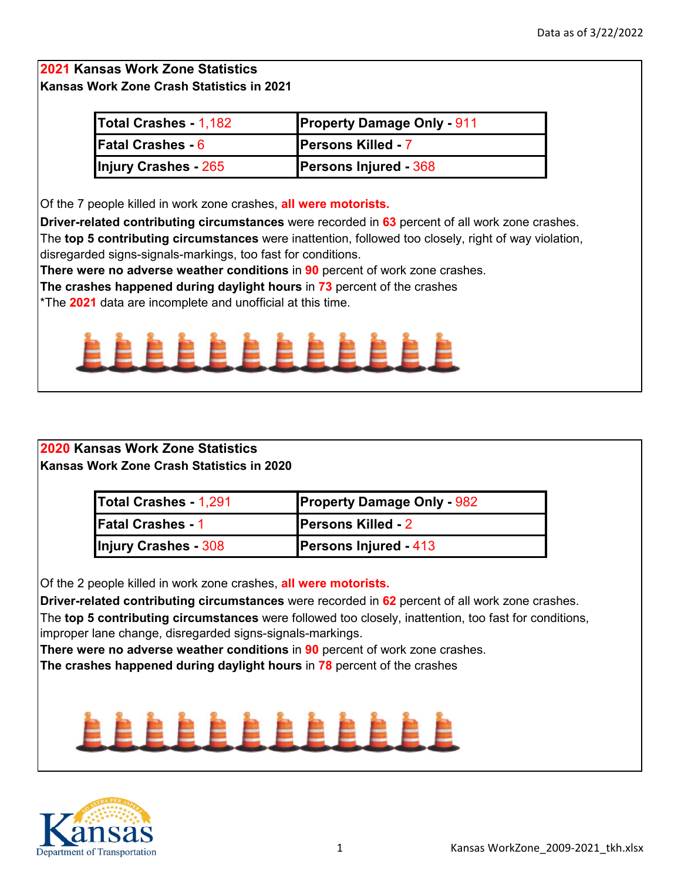Data as of 3/22/2022

## 2021 Kansas Work Zone Statistics

**Kansas Work Zone Crash Statistics in 2021**

| | |
|---|---|
| **Total Crashes -** 1,182 | **Property Damage Only -** 911 |
| **Fatal Crashes -** 6 | **Persons Killed -** 7 |
| **Injury Crashes -** 265 | **Persons Injured -** 368 |

Of the 7 people killed in work zone crashes, **all were motorists.**

**Driver-related contributing circumstances** were recorded in **63** percent of all work zone crashes.

The **top 5 contributing circumstances** were inattention, followed too closely, right of way violation, disregarded signs-signals-markings, too fast for conditions.

**There were no adverse weather conditions** in **90** percent of work zone crashes.

**The crashes happened during daylight hours** in **73** percent of the crashes

*The **2021** data are incomplete and unofficial at this time.

## 2020 Kansas Work Zone Statistics

**Kansas Work Zone Crash Statistics in 2020**

| | |
|---|---|
| **Total Crashes -** 1,291 | **Property Damage Only -** 982 |
| **Fatal Crashes -** 1 | **Persons Killed -** 2 |
| **Injury Crashes -** 308 | **Persons Injured -** 413 |

Of the 2 people killed in work zone crashes, **all were motorists.**

**Driver-related contributing circumstances** were recorded in **62** percent of all work zone crashes.

The **top 5 contributing circumstances** were followed too closely, inattention, too fast for conditions, improper lane change, disregarded signs-signals-markings.

**There were no adverse weather conditions** in **90** percent of work zone crashes.

**The crashes happened during daylight hours** in **78** percent of the crashes

Kansas Department of Transportation

Kansas WorkZone_2009-2021_tkh.xlsx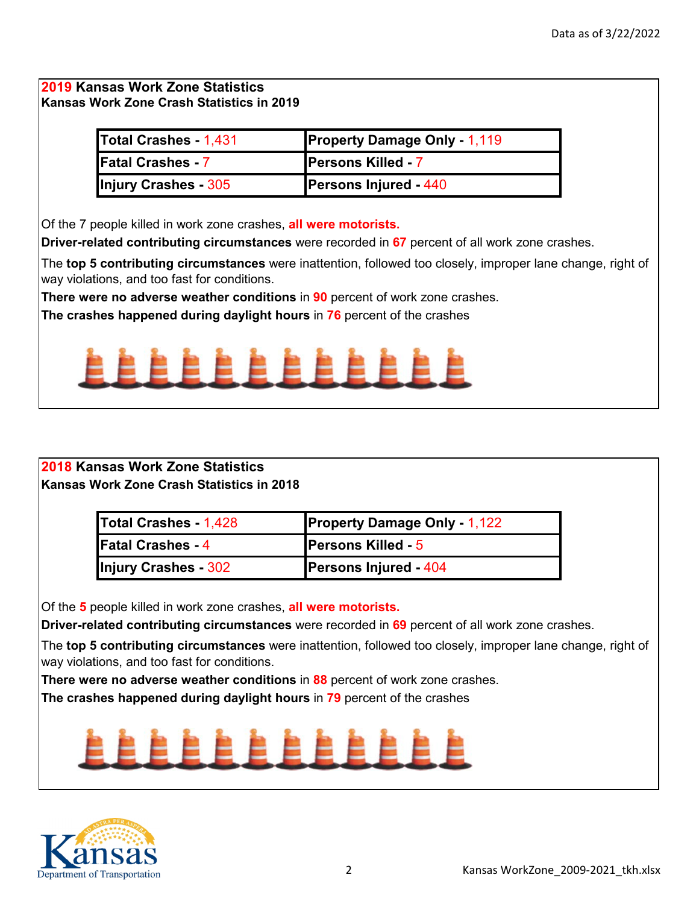## 2019 Kansas Work Zone Statistics

**Kansas Work Zone Crash Statistics in 2019**

| | |
|---|---|
| **Total Crashes -** 1,431 | **Property Damage Only -** 1,119 |
| **Fatal Crashes -** 7 | **Persons Killed -** 7 |
| **Injury Crashes -** 305 | **Persons Injured -** 440 |

Of the 7 people killed in work zone crashes, **all were motorists.**

**Driver-related contributing circumstances** were recorded in **67** percent of all work zone crashes.

The **top 5 contributing circumstances** were inattention, followed too closely, improper lane change, right of way violations, and too fast for conditions.

**There were no adverse weather conditions** in **90** percent of work zone crashes.

**The crashes happened during daylight hours** in **76** percent of the crashes

## 2018 Kansas Work Zone Statistics

**Kansas Work Zone Crash Statistics in 2018**

| | |
|---|---|
| **Total Crashes -** 1,428 | **Property Damage Only -** 1,122 |
| **Fatal Crashes -** 4 | **Persons Killed -** 5 |
| **Injury Crashes -** 302 | **Persons Injured -** 404 |

Of the **5** people killed in work zone crashes, **all were motorists.**

**Driver-related contributing circumstances** were recorded in **69** percent of all work zone crashes.

The **top 5 contributing circumstances** were inattention, followed too closely, improper lane change, right of way violations, and too fast for conditions.

**There were no adverse weather conditions** in **88** percent of work zone crashes.

**The crashes happened during daylight hours** in **79** percent of the crashes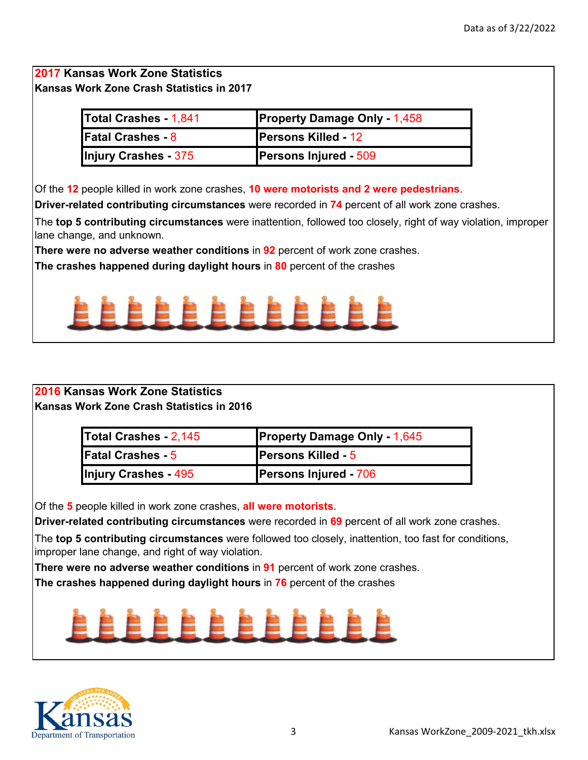## 2017 Kansas Work Zone Statistics

**Kansas Work Zone Crash Statistics in 2017**

| | |
|---|---|
| **Total Crashes -** 1,841 | **Property Damage Only -** 1,458 |
| **Fatal Crashes -** 8 | **Persons Killed -** 12 |
| **Injury Crashes -** 375 | **Persons Injured -** 509 |

Of the **12** people killed in work zone crashes, **10 were motorists and 2 were pedestrians**.

**Driver-related contributing circumstances** were recorded in **74** percent of all work zone crashes.

The **top 5 contributing circumstances** were inattention, followed too closely, right of way violation, improper lane change, and unknown.

**There were no adverse weather conditions** in **92** percent of work zone crashes.

**The crashes happened during daylight hours** in **80** percent of the crashes

## 2016 Kansas Work Zone Statistics

**Kansas Work Zone Crash Statistics in 2016**

| | |
|---|---|
| **Total Crashes -** 2,145 | **Property Damage Only -** 1,645 |
| **Fatal Crashes -** 5 | **Persons Killed -** 5 |
| **Injury Crashes -** 495 | **Persons Injured -** 706 |

Of the **5** people killed in work zone crashes, **all were motorists**.

**Driver-related contributing circumstances** were recorded in **69** percent of all work zone crashes.

The **top 5 contributing circumstances** were followed too closely, inattention, too fast for conditions, improper lane change, and right of way violation.

**There were no adverse weather conditions** in **91** percent of work zone crashes.

**The crashes happened during daylight hours** in **76** percent of the crashes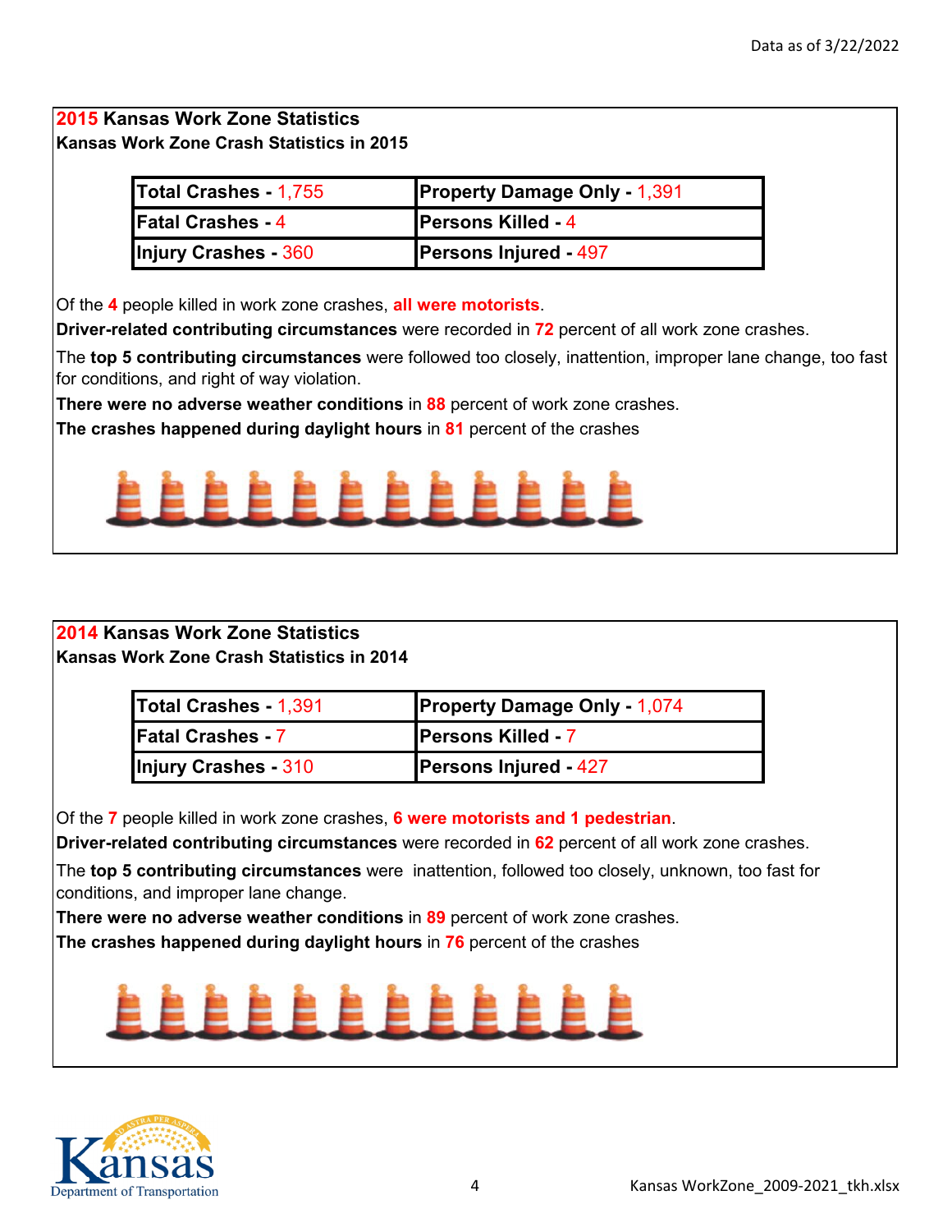## 2015 Kansas Work Zone Statistics

**Kansas Work Zone Crash Statistics in 2015**

| | |
|---|---|
| **Total Crashes -** 1,755 | **Property Damage Only -** 1,391 |
| **Fatal Crashes -** 4 | **Persons Killed -** 4 |
| **Injury Crashes -** 360 | **Persons Injured -** 497 |

Of the **4** people killed in work zone crashes, **all were motorists**.

**Driver-related contributing circumstances** were recorded in **72** percent of all work zone crashes.

The **top 5 contributing circumstances** were followed too closely, inattention, improper lane change, too fast for conditions, and right of way violation.

**There were no adverse weather conditions** in **88** percent of work zone crashes.

**The crashes happened during daylight hours** in **81** percent of the crashes

## 2014 Kansas Work Zone Statistics

**Kansas Work Zone Crash Statistics in 2014**

| | |
|---|---|
| **Total Crashes -** 1,391 | **Property Damage Only -** 1,074 |
| **Fatal Crashes -** 7 | **Persons Killed -** 7 |
| **Injury Crashes -** 310 | **Persons Injured -** 427 |

Of the **7** people killed in work zone crashes, **6 were motorists and 1 pedestrian**.

**Driver-related contributing circumstances** were recorded in **62** percent of all work zone crashes.

The **top 5 contributing circumstances** were inattention, followed too closely, unknown, too fast for conditions, and improper lane change.

**There were no adverse weather conditions** in **89** percent of work zone crashes.

**The crashes happened during daylight hours** in **76** percent of the crashes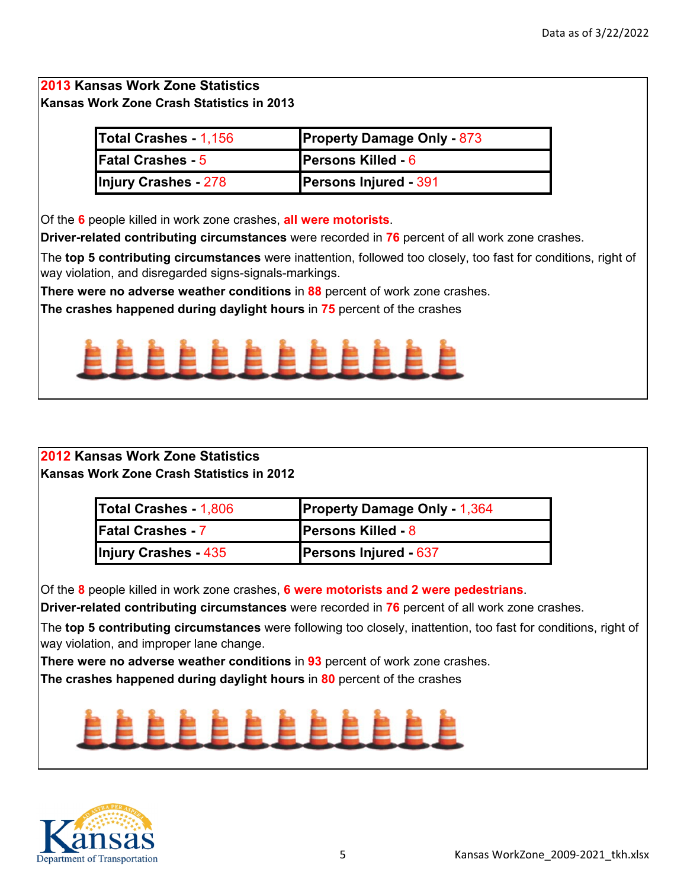## 2013 Kansas Work Zone Statistics

**Kansas Work Zone Crash Statistics in 2013**

| | |
|---|---|
| **Total Crashes -** 1,156 | **Property Damage Only -** 873 |
| **Fatal Crashes -** 5 | **Persons Killed -** 6 |
| **Injury Crashes -** 278 | **Persons Injured -** 391 |

Of the **6** people killed in work zone crashes, **all were motorists**.

**Driver-related contributing circumstances** were recorded in **76** percent of all work zone crashes.

The **top 5 contributing circumstances** were inattention, followed too closely, too fast for conditions, right of way violation, and disregarded signs-signals-markings.

**There were no adverse weather conditions** in **88** percent of work zone crashes.

**The crashes happened during daylight hours** in **75** percent of the crashes

## 2012 Kansas Work Zone Statistics

**Kansas Work Zone Crash Statistics in 2012**

| | |
|---|---|
| **Total Crashes -** 1,806 | **Property Damage Only -** 1,364 |
| **Fatal Crashes -** 7 | **Persons Killed -** 8 |
| **Injury Crashes -** 435 | **Persons Injured -** 637 |

Of the **8** people killed in work zone crashes, **6 were motorists and 2 were pedestrians**.

**Driver-related contributing circumstances** were recorded in **76** percent of all work zone crashes.

The **top 5 contributing circumstances** were following too closely, inattention, too fast for conditions, right of way violation, and improper lane change.

**There were no adverse weather conditions** in **93** percent of work zone crashes.

**The crashes happened during daylight hours** in **80** percent of the crashes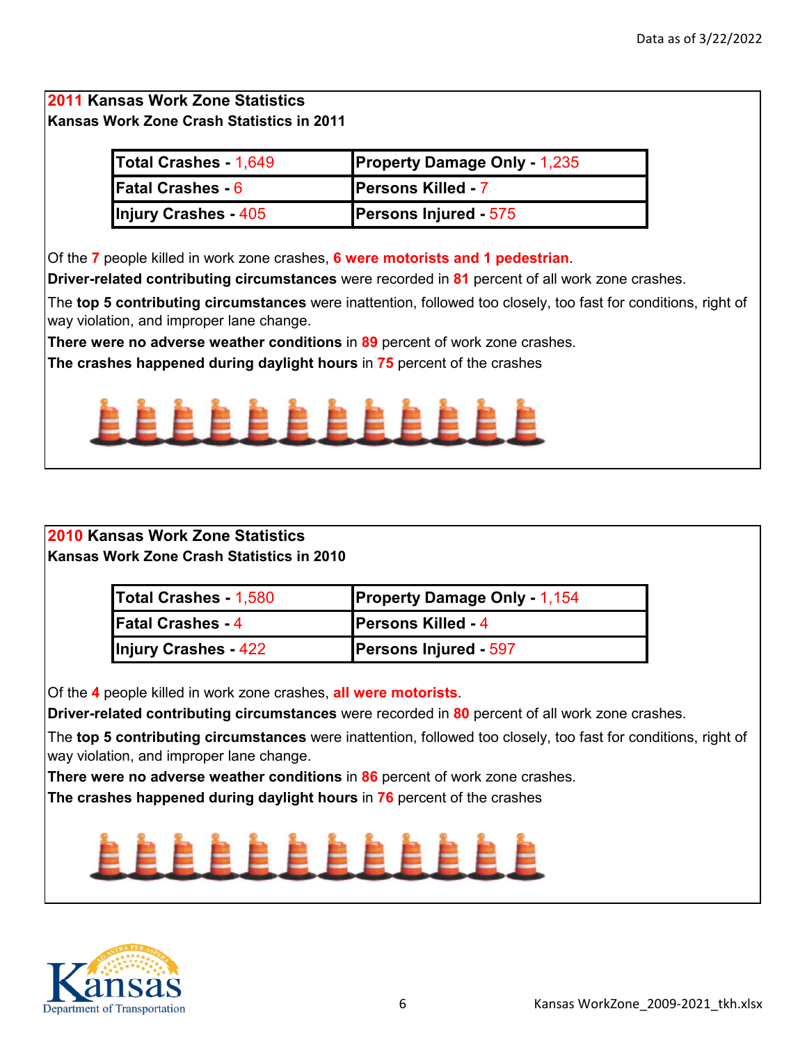## 2011 Kansas Work Zone Statistics

**Kansas Work Zone Crash Statistics in 2011**

| | |
|---|---|
| **Total Crashes -** 1,649 | **Property Damage Only -** 1,235 |
| **Fatal Crashes -** 6 | **Persons Killed -** 7 |
| **Injury Crashes -** 405 | **Persons Injured -** 575 |

Of the **7** people killed in work zone crashes, **6 were motorists and 1 pedestrian**.

**Driver-related contributing circumstances** were recorded in **81** percent of all work zone crashes.

The **top 5 contributing circumstances** were inattention, followed too closely, too fast for conditions, right of way violation, and improper lane change.

**There were no adverse weather conditions** in **89** percent of work zone crashes.

**The crashes happened during daylight hours** in **75** percent of the crashes

## 2010 Kansas Work Zone Statistics

**Kansas Work Zone Crash Statistics in 2010**

| | |
|---|---|
| **Total Crashes -** 1,580 | **Property Damage Only -** 1,154 |
| **Fatal Crashes -** 4 | **Persons Killed -** 4 |
| **Injury Crashes -** 422 | **Persons Injured -** 597 |

Of the **4** people killed in work zone crashes, **all were motorists**.

**Driver-related contributing circumstances** were recorded in **80** percent of all work zone crashes.

The **top 5 contributing circumstances** were inattention, followed too closely, too fast for conditions, right of way violation, and improper lane change.

**There were no adverse weather conditions** in **86** percent of work zone crashes.

**The crashes happened during daylight hours** in **76** percent of the crashes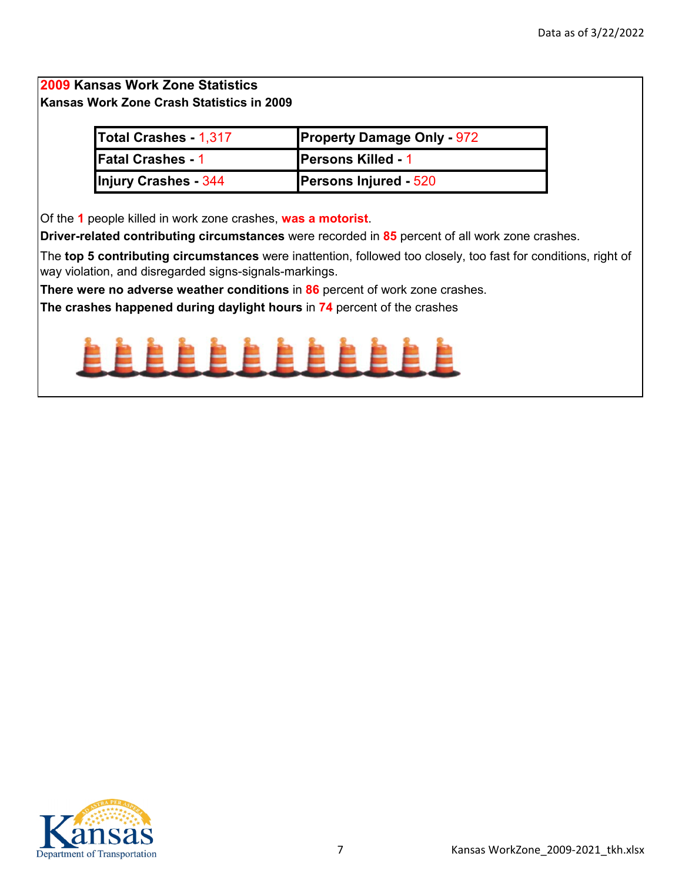## 2009 Kansas Work Zone Statistics

**Kansas Work Zone Crash Statistics in 2009**

| | |
|---|---|
| **Total Crashes -** 1,317 | **Property Damage Only -** 972 |
| **Fatal Crashes -** 1 | **Persons Killed -** 1 |
| **Injury Crashes -** 344 | **Persons Injured -** 520 |

Of the **1** people killed in work zone crashes, **was a motorist**.

**Driver-related contributing circumstances** were recorded in **85** percent of all work zone crashes.

The **top 5 contributing circumstances** were inattention, followed too closely, too fast for conditions, right of way violation, and disregarded signs-signals-markings.

**There were no adverse weather conditions** in **86** percent of work zone crashes.

**The crashes happened during daylight hours** in **74** percent of the crashes